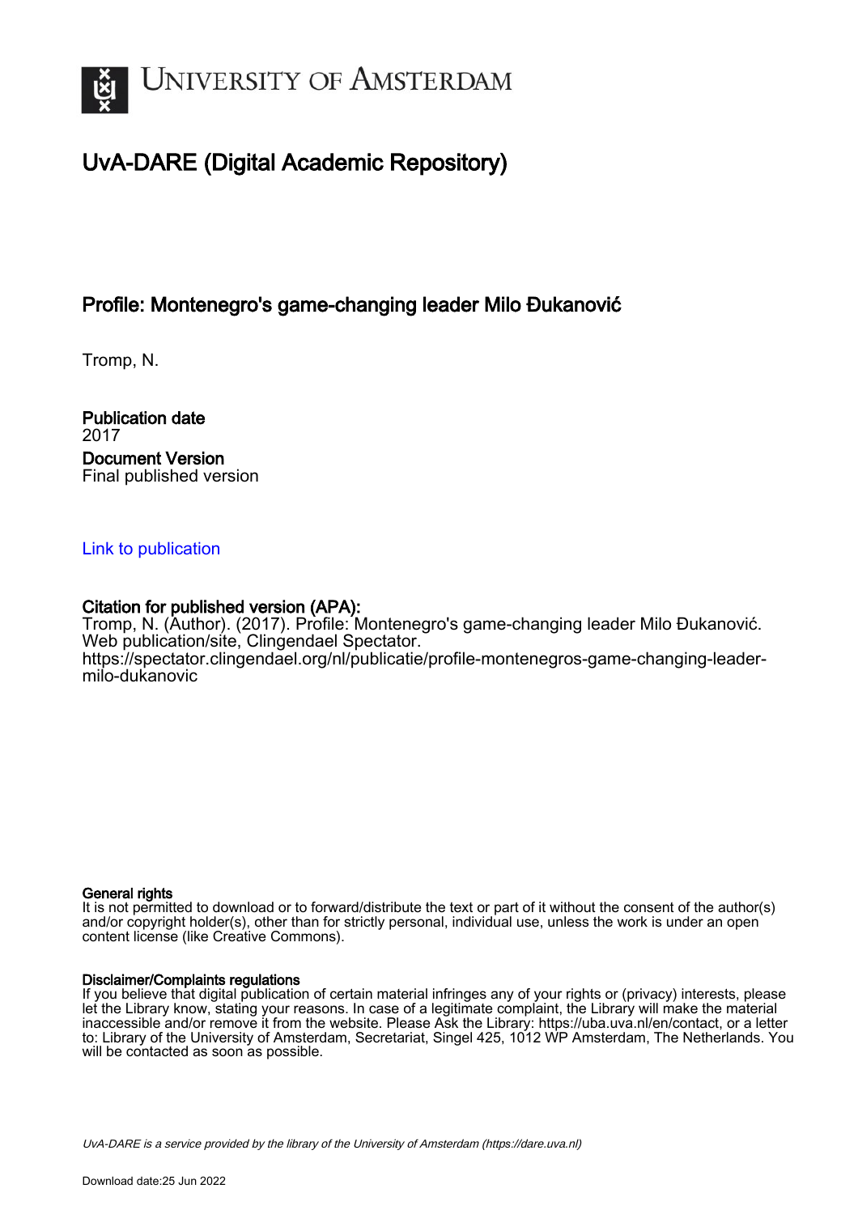# UNIVERSITY OF AMSTERDAM

## UvA-DARE (Digital Academic Repository)

### Profile: Montenegro's game-changing leader Milo Đukanović

Tromp, N.

**Publication date**
2017

**Document Version**
Final published version

[Link to publication](https://spectator.clingendael.org/nl/publicatie/profile-montenegros-game-changing-leader-milo-dukanovic)

**Citation for published version (APA):**
Tromp, N. (Author). (2017). Profile: Montenegro's game-changing leader Milo Đukanović. Web publication/site, Clingendael Spectator.
https://spectator.clingendael.org/nl/publicatie/profile-montenegros-game-changing-leader-milo-dukanovic

**General rights**
It is not permitted to download or to forward/distribute the text or part of it without the consent of the author(s) and/or copyright holder(s), other than for strictly personal, individual use, unless the work is under an open content license (like Creative Commons).

**Disclaimer/Complaints regulations**
If you believe that digital publication of certain material infringes any of your rights or (privacy) interests, please let the Library know, stating your reasons. In case of a legitimate complaint, the Library will make the material inaccessible and/or remove it from the website. Please Ask the Library: https://uba.uva.nl/en/contact, or a letter to: Library of the University of Amsterdam, Secretariat, Singel 425, 1012 WP Amsterdam, The Netherlands. You will be contacted as soon as possible.

*UvA-DARE is a service provided by the library of the University of Amsterdam (https://dare.uva.nl)*

Download date:25 Jun 2022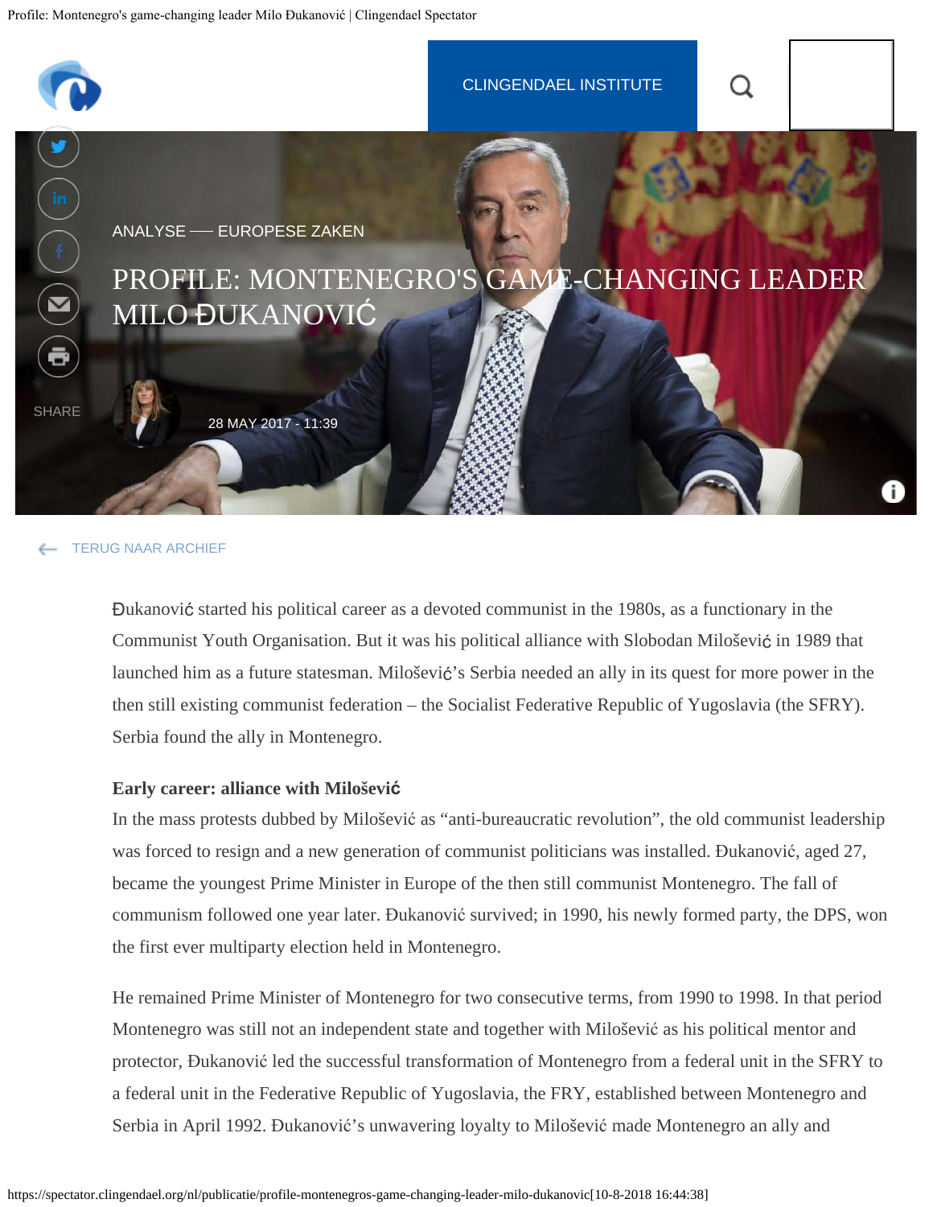CLINGENDAEL INSTITUTE

SHARE

ANALYSE — EUROPESE ZAKEN

# PROFILE: MONTENEGRO'S GAME-CHANGING LEADER MILO ĐUKANOVIĆ

28 MAY 2017 - 11:39

TERUG NAAR ARCHIEF

Đukanović started his political career as a devoted communist in the 1980s, as a functionary in the Communist Youth Organisation. But it was his political alliance with Slobodan Milošević in 1989 that launched him as a future statesman. Milošević's Serbia needed an ally in its quest for more power in the then still existing communist federation – the Socialist Federative Republic of Yugoslavia (the SFRY). Serbia found the ally in Montenegro.

**Early career: alliance with Milošević**

In the mass protests dubbed by Milošević as "anti-bureaucratic revolution", the old communist leadership was forced to resign and a new generation of communist politicians was installed. Đukanović, aged 27, became the youngest Prime Minister in Europe of the then still communist Montenegro. The fall of communism followed one year later. Đukanović survived; in 1990, his newly formed party, the DPS, won the first ever multiparty election held in Montenegro.

He remained Prime Minister of Montenegro for two consecutive terms, from 1990 to 1998. In that period Montenegro was still not an independent state and together with Milošević as his political mentor and protector, Đukanović led the successful transformation of Montenegro from a federal unit in the SFRY to a federal unit in the Federative Republic of Yugoslavia, the FRY, established between Montenegro and Serbia in April 1992. Đukanović's unwavering loyalty to Milošević made Montenegro an ally and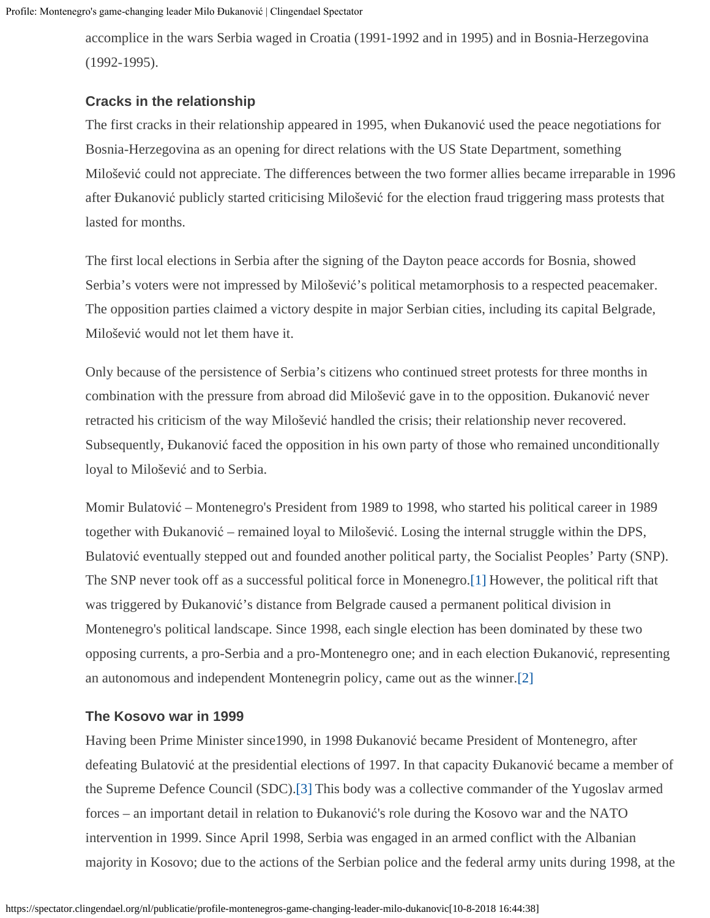accomplice in the wars Serbia waged in Croatia (1991-1992 and in 1995) and in Bosnia-Herzegovina (1992-1995).

### Cracks in the relationship

The first cracks in their relationship appeared in 1995, when Đukanović used the peace negotiations for Bosnia-Herzegovina as an opening for direct relations with the US State Department, something Milošević could not appreciate. The differences between the two former allies became irreparable in 1996 after Đukanović publicly started criticising Milošević for the election fraud triggering mass protests that lasted for months.

The first local elections in Serbia after the signing of the Dayton peace accords for Bosnia, showed Serbia's voters were not impressed by Milošević's political metamorphosis to a respected peacemaker. The opposition parties claimed a victory despite in major Serbian cities, including its capital Belgrade, Milošević would not let them have it.

Only because of the persistence of Serbia's citizens who continued street protests for three months in combination with the pressure from abroad did Milošević gave in to the opposition. Đukanović never retracted his criticism of the way Milošević handled the crisis; their relationship never recovered. Subsequently, Đukanović faced the opposition in his own party of those who remained unconditionally loyal to Milošević and to Serbia.

Momir Bulatović – Montenegro's President from 1989 to 1998, who started his political career in 1989 together with Đukanović – remained loyal to Milošević. Losing the internal struggle within the DPS, Bulatović eventually stepped out and founded another political party, the Socialist Peoples' Party (SNP). The SNP never took off as a successful political force in Monenegro.[1] However, the political rift that was triggered by Đukanović's distance from Belgrade caused a permanent political division in Montenegro's political landscape. Since 1998, each single election has been dominated by these two opposing currents, a pro-Serbia and a pro-Montenegro one; and in each election Đukanović, representing an autonomous and independent Montenegrin policy, came out as the winner.[2]

### The Kosovo war in 1999

Having been Prime Minister since1990, in 1998 Đukanović became President of Montenegro, after defeating Bulatović at the presidential elections of 1997. In that capacity Đukanović became a member of the Supreme Defence Council (SDC).[3] This body was a collective commander of the Yugoslav armed forces – an important detail in relation to Đukanović's role during the Kosovo war and the NATO intervention in 1999. Since April 1998, Serbia was engaged in an armed conflict with the Albanian majority in Kosovo; due to the actions of the Serbian police and the federal army units during 1998, at the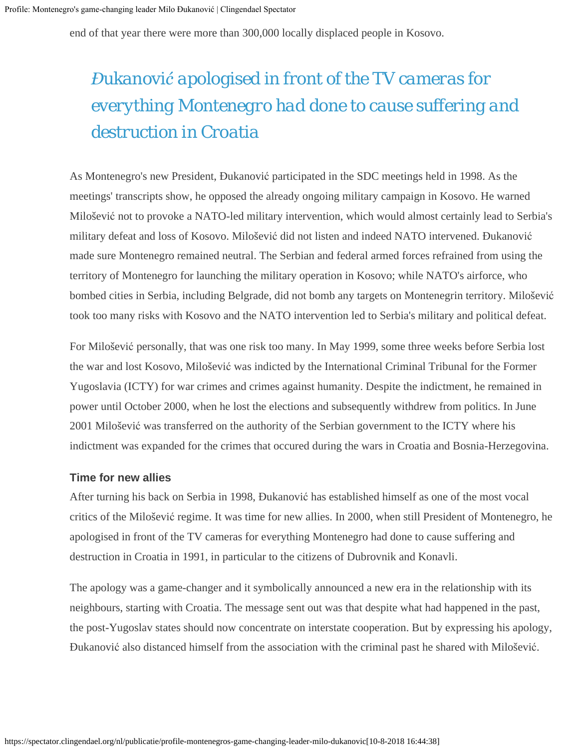end of that year there were more than 300,000 locally displaced people in Kosovo.

> *Đukanović apologised in front of the TV cameras for everything Montenegro had done to cause suffering and destruction in Croatia*

As Montenegro's new President, Đukanović participated in the SDC meetings held in 1998. As the meetings' transcripts show, he opposed the already ongoing military campaign in Kosovo. He warned Milošević not to provoke a NATO-led military intervention, which would almost certainly lead to Serbia's military defeat and loss of Kosovo. Milošević did not listen and indeed NATO intervened. Đukanović made sure Montenegro remained neutral. The Serbian and federal armed forces refrained from using the territory of Montenegro for launching the military operation in Kosovo; while NATO's airforce, who bombed cities in Serbia, including Belgrade, did not bomb any targets on Montenegrin territory. Milošević took too many risks with Kosovo and the NATO intervention led to Serbia's military and political defeat.

For Milošević personally, that was one risk too many. In May 1999, some three weeks before Serbia lost the war and lost Kosovo, Milošević was indicted by the International Criminal Tribunal for the Former Yugoslavia (ICTY) for war crimes and crimes against humanity. Despite the indictment, he remained in power until October 2000, when he lost the elections and subsequently withdrew from politics. In June 2001 Milošević was transferred on the authority of the Serbian government to the ICTY where his indictment was expanded for the crimes that occured during the wars in Croatia and Bosnia-Herzegovina.

### Time for new allies

After turning his back on Serbia in 1998, Đukanović has established himself as one of the most vocal critics of the Milošević regime. It was time for new allies. In 2000, when still President of Montenegro, he apologised in front of the TV cameras for everything Montenegro had done to cause suffering and destruction in Croatia in 1991, in particular to the citizens of Dubrovnik and Konavli.

The apology was a game-changer and it symbolically announced a new era in the relationship with its neighbours, starting with Croatia. The message sent out was that despite what had happened in the past, the post-Yugoslav states should now concentrate on interstate cooperation. But by expressing his apology, Đukanović also distanced himself from the association with the criminal past he shared with Milošević.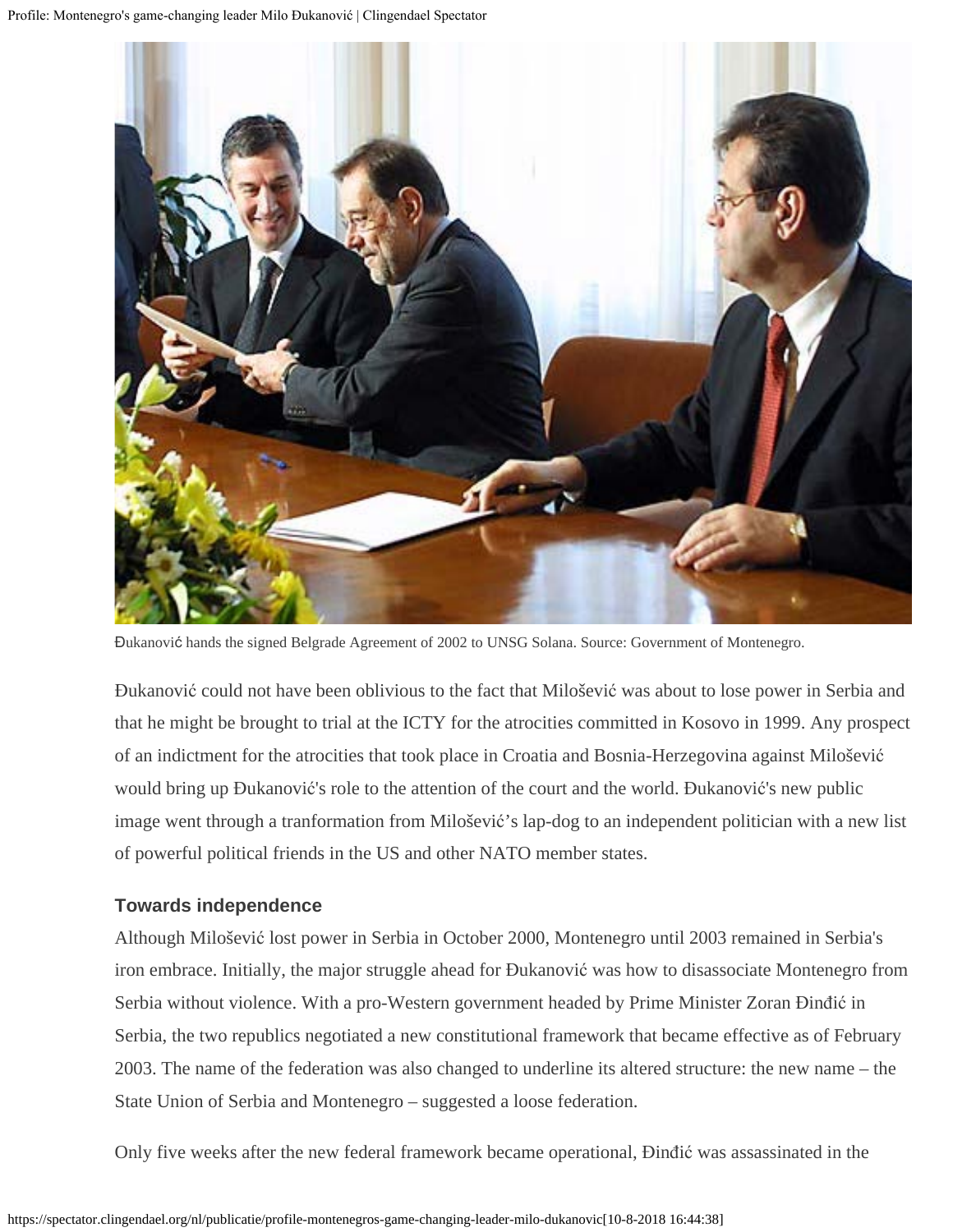Đukanović hands the signed Belgrade Agreement of 2002 to UNSG Solana. Source: Government of Montenegro.

Đukanović could not have been oblivious to the fact that Milošević was about to lose power in Serbia and that he might be brought to trial at the ICTY for the atrocities committed in Kosovo in 1999. Any prospect of an indictment for the atrocities that took place in Croatia and Bosnia-Herzegovina against Milošević would bring up Đukanović's role to the attention of the court and the world. Đukanović's new public image went through a tranformation from Milošević's lap-dog to an independent politician with a new list of powerful political friends in the US and other NATO member states.

### Towards independence

Although Milošević lost power in Serbia in October 2000, Montenegro until 2003 remained in Serbia's iron embrace. Initially, the major struggle ahead for Đukanović was how to disassociate Montenegro from Serbia without violence. With a pro-Western government headed by Prime Minister Zoran Đinđić in Serbia, the two republics negotiated a new constitutional framework that became effective as of February 2003. The name of the federation was also changed to underline its altered structure: the new name – the State Union of Serbia and Montenegro – suggested a loose federation.

Only five weeks after the new federal framework became operational, Đinđić was assassinated in the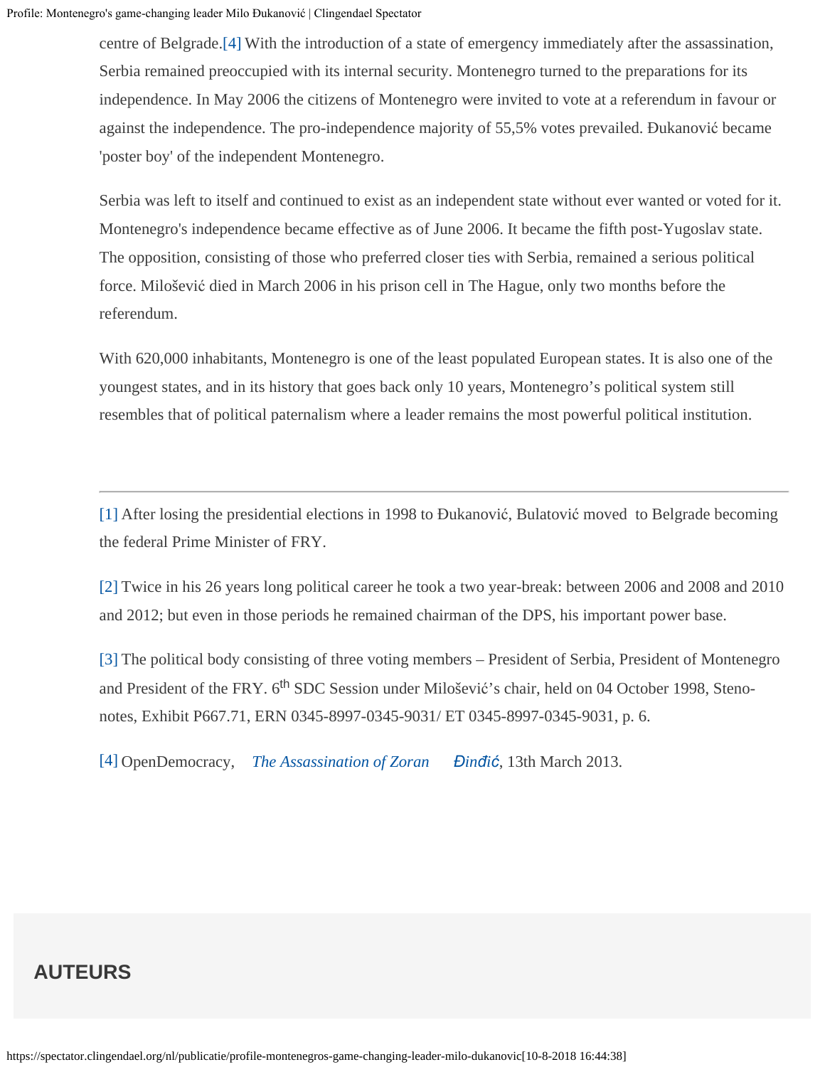centre of Belgrade.[4] With the introduction of a state of emergency immediately after the assassination, Serbia remained preoccupied with its internal security. Montenegro turned to the preparations for its independence. In May 2006 the citizens of Montenegro were invited to vote at a referendum in favour or against the independence. The pro-independence majority of 55,5% votes prevailed. Đukanović became 'poster boy' of the independent Montenegro.

Serbia was left to itself and continued to exist as an independent state without ever wanted or voted for it. Montenegro's independence became effective as of June 2006. It became the fifth post-Yugoslav state. The opposition, consisting of those who preferred closer ties with Serbia, remained a serious political force. Milošević died in March 2006 in his prison cell in The Hague, only two months before the referendum.

With 620,000 inhabitants, Montenegro is one of the least populated European states. It is also one of the youngest states, and in its history that goes back only 10 years, Montenegro's political system still resembles that of political paternalism where a leader remains the most powerful political institution.

---

[1] After losing the presidential elections in 1998 to Đukanović, Bulatović moved to Belgrade becoming the federal Prime Minister of FRY.

[2] Twice in his 26 years long political career he took a two year-break: between 2006 and 2008 and 2010 and 2012; but even in those periods he remained chairman of the DPS, his important power base.

[3] The political body consisting of three voting members – President of Serbia, President of Montenegro and President of the FRY. 6th SDC Session under Milošević's chair, held on 04 October 1998, Steno-notes, Exhibit P667.71, ERN 0345-8997-0345-9031/ ET 0345-8997-0345-9031, p. 6.

[4] OpenDemocracy, *The Assassination of Zoran Đinđić*, 13th March 2013.

## AUTEURS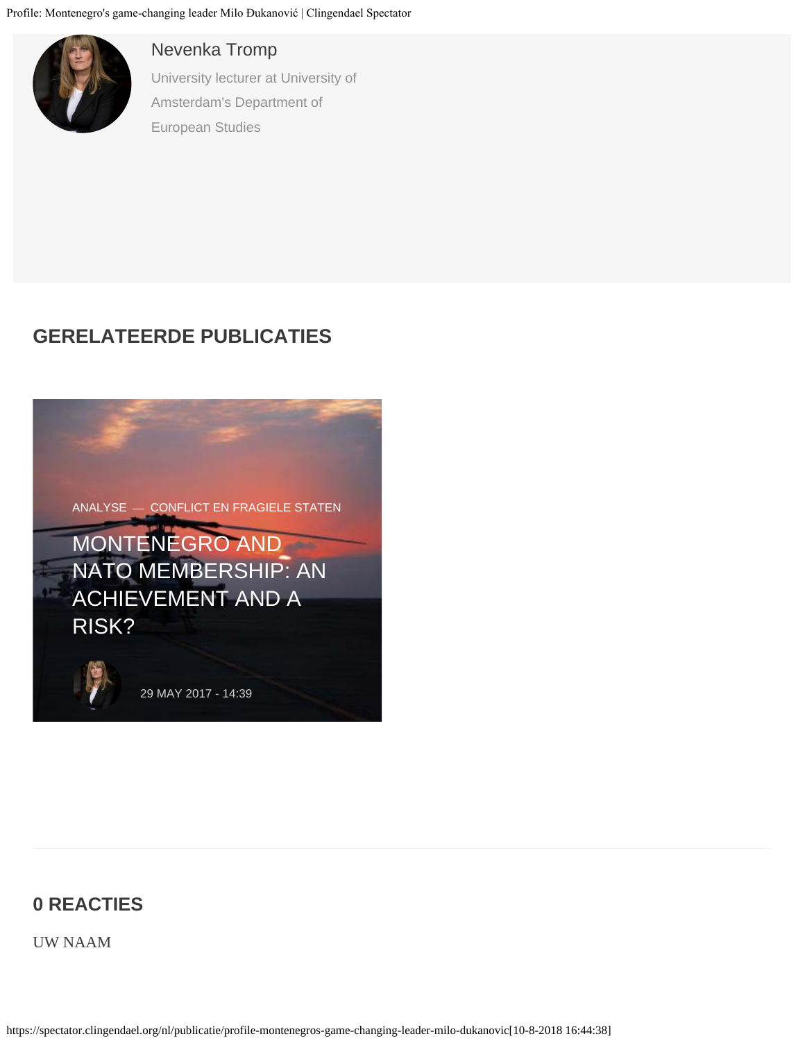Nevenka Tromp

University lecturer at University of Amsterdam's Department of European Studies

## GERELATEERDE PUBLICATIES

ANALYSE — CONFLICT EN FRAGIELE STATEN

MONTENEGRO AND NATO MEMBERSHIP: AN ACHIEVEMENT AND A RISK?

29 MAY 2017 - 14:39

## 0 REACTIES

UW NAAM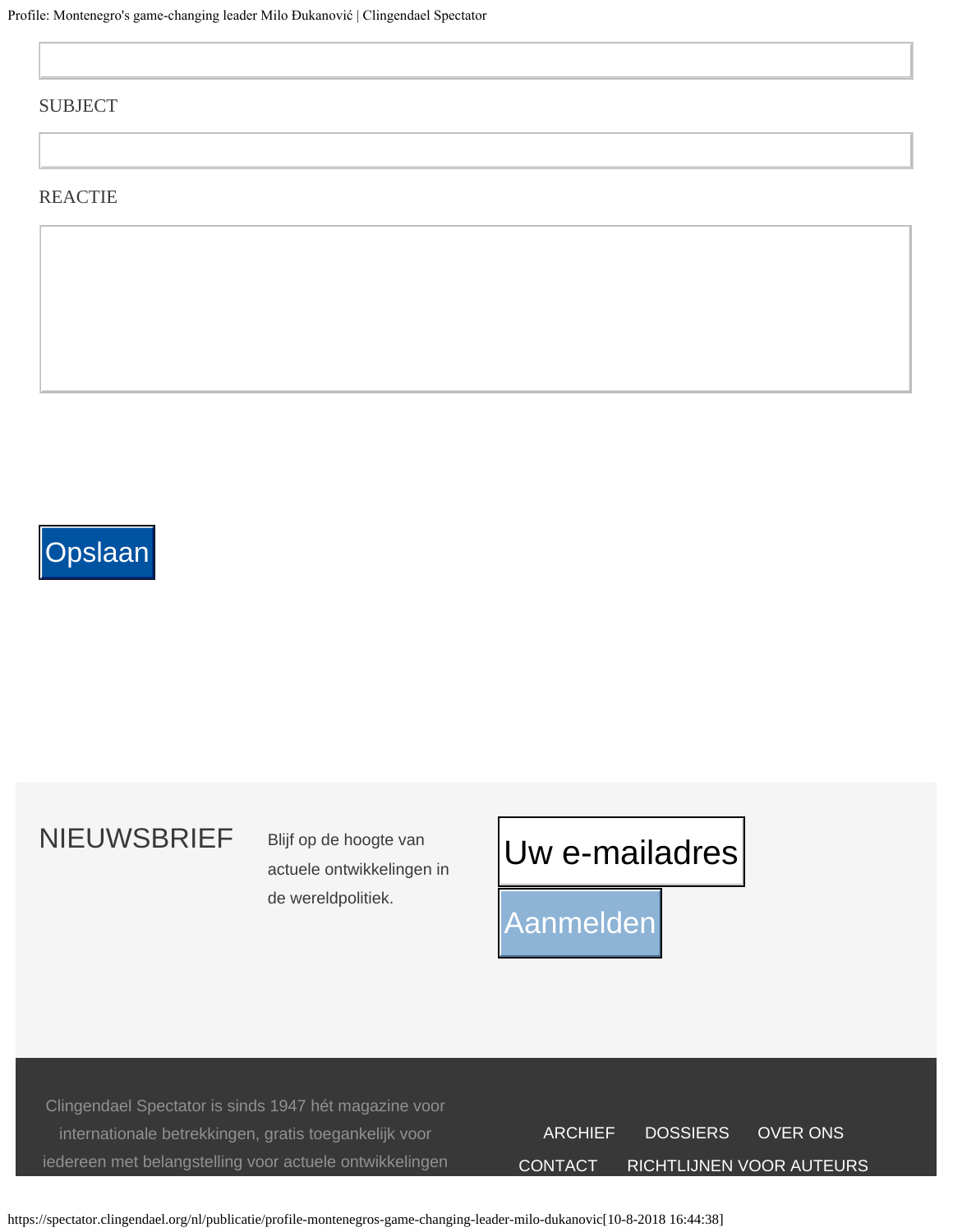SUBJECT

REACTIE

Opslaan

NIEUWSBRIEF

Blijf op de hoogte van actuele ontwikkelingen in de wereldpolitiek.

Uw e-mailadres

Aanmelden

Clingendael Spectator is sinds 1947 hét magazine voor internationale betrekkingen, gratis toegankelijk voor iedereen met belangstelling voor actuele ontwikkelingen

ARCHIEF DOSSIERS OVER ONS CONTACT RICHTLIJNEN VOOR AUTEURS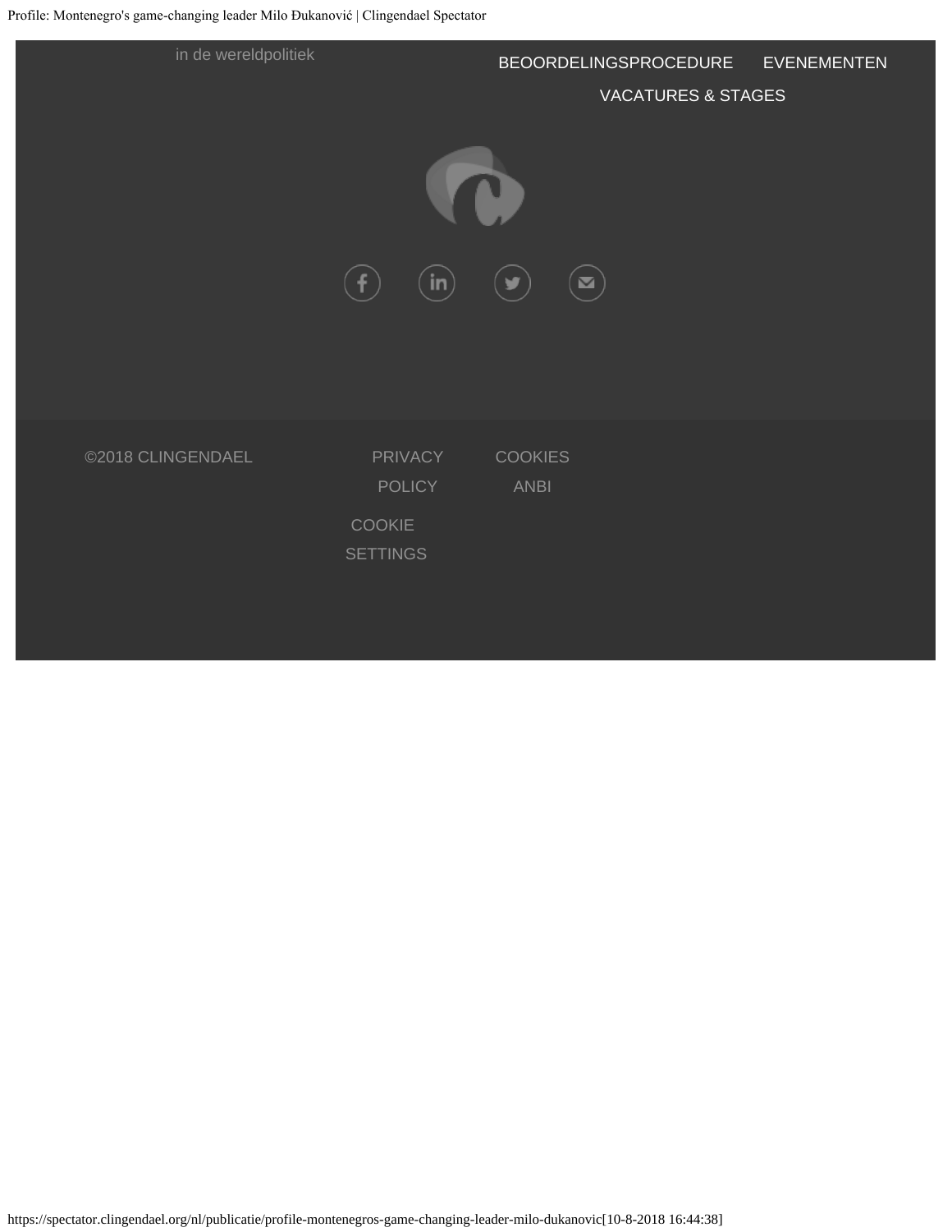in de wereldpolitiek

BEOORDELINGSPROCEDURE EVENEMENTEN

VACATURES & STAGES

©2018 CLINGENDAEL

PRIVACY POLICY

COOKIES

ANBI

COOKIE SETTINGS